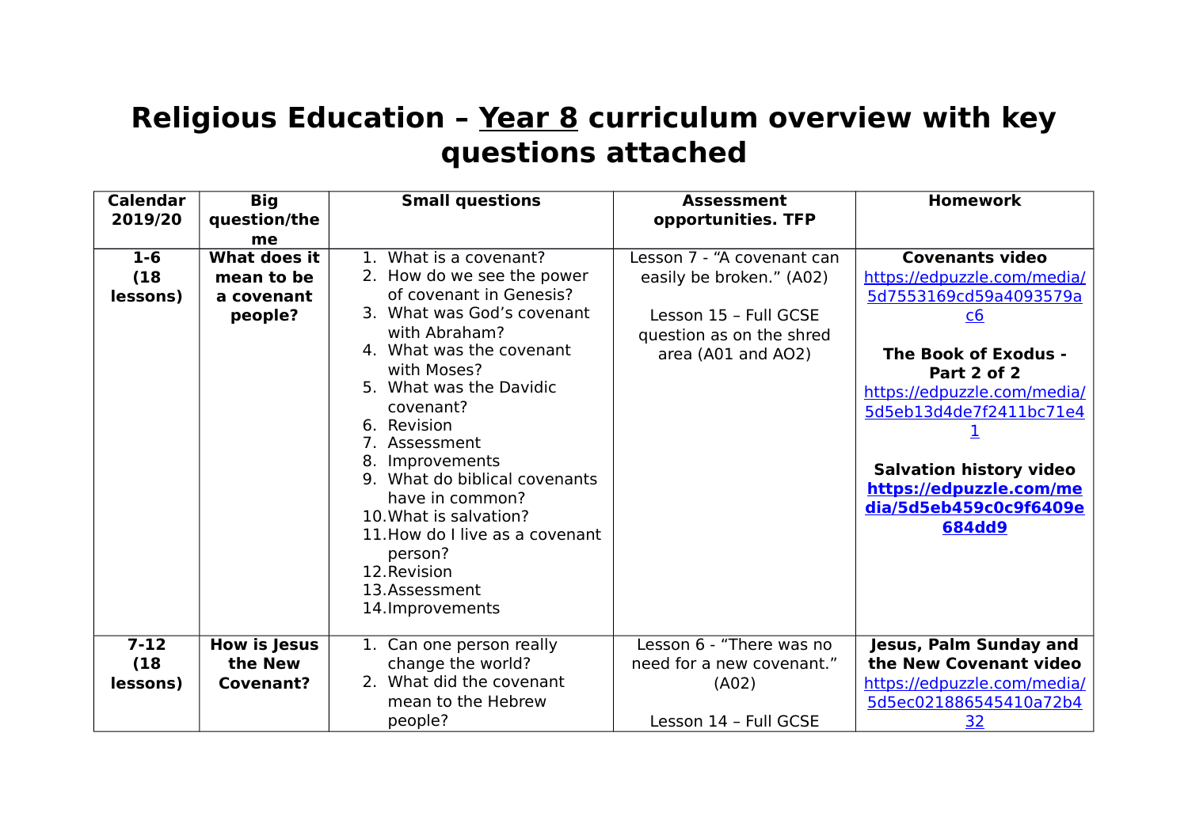# Religious Education – Year 8 curriculum overview with key questions attached

| Calendar 2019/20 | Big question/theme | Small questions | Assessment opportunities. TFP | Homework |
|---|---|---|---|---|
| **1-6 (18 lessons)** | **What does it mean to be a covenant people?** | 1. What is a covenant?<br>2. How do we see the power of covenant in Genesis?<br>3. What was God's covenant with Abraham?<br>4. What was the covenant with Moses?<br>5. What was the Davidic covenant?<br>6. Revision<br>7. Assessment<br>8. Improvements<br>9. What do biblical covenants have in common?<br>10. What is salvation?<br>11. How do I live as a covenant person?<br>12. Revision<br>13. Assessment<br>14. Improvements | Lesson 7 - "A covenant can easily be broken." (A02)<br><br>Lesson 15 – Full GCSE question as on the shred area (A01 and AO2) | **Covenants video**<br>https://edpuzzle.com/media/5d7553169cd59a4093579ac6<br><br>**The Book of Exodus - Part 2 of 2**<br>https://edpuzzle.com/media/5d5eb13d4de7f2411bc71e41<br><br>**Salvation history video**<br>**https://edpuzzle.com/media/5d5eb459c0c9f6409e684dd9** |
| **7-12 (18 lessons)** | **How is Jesus the New Covenant?** | 1. Can one person really change the world?<br>2. What did the covenant mean to the Hebrew people? | Lesson 6 - "There was no need for a new covenant." (A02)<br><br>Lesson 14 – Full GCSE | **Jesus, Palm Sunday and the New Covenant video**<br>https://edpuzzle.com/media/5d5ec021886545410a72b432 |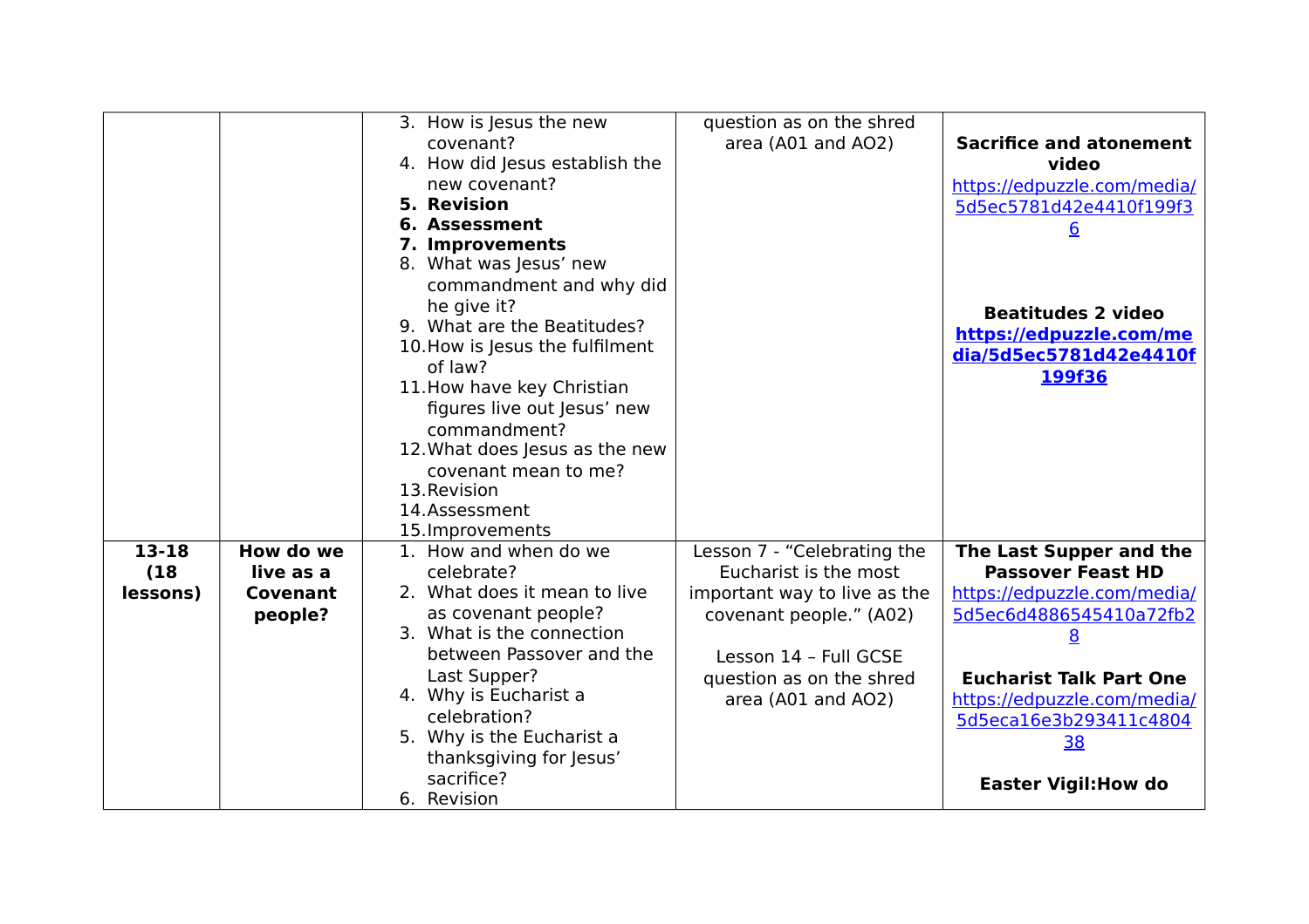| | | | | |
|---|---|---|---|---|
| | | 3. How is Jesus the new covenant?<br>4. How did Jesus establish the new covenant?<br>**5. Revision**<br>**6. Assessment**<br>**7. Improvements**<br>8. What was Jesus' new commandment and why did he give it?<br>9. What are the Beatitudes?<br>10. How is Jesus the fulfilment of law?<br>11. How have key Christian figures live out Jesus' new commandment?<br>12. What does Jesus as the new covenant mean to me?<br>13. Revision<br>14. Assessment<br>15. Improvements | question as on the shred area (A01 and AO2) | **Sacrifice and atonement video**<br>https://edpuzzle.com/media/5d5ec5781d42e4410f199f36<br><br>**Beatitudes 2 video**<br>**https://edpuzzle.com/media/5d5ec5781d42e4410f199f36** |
| **13-18 (18 lessons)** | **How do we live as a Covenant people?** | 1. How and when do we celebrate?<br>2. What does it mean to live as covenant people?<br>3. What is the connection between Passover and the Last Supper?<br>4. Why is Eucharist a celebration?<br>5. Why is the Eucharist a thanksgiving for Jesus' sacrifice?<br>6. Revision | Lesson 7 - "Celebrating the Eucharist is the most important way to live as the covenant people." (A02)<br><br>Lesson 14 – Full GCSE question as on the shred area (A01 and AO2) | **The Last Supper and the Passover Feast HD**<br>https://edpuzzle.com/media/5d5ec6d4886545410a72fb28<br><br>**Eucharist Talk Part One**<br>https://edpuzzle.com/media/5d5eca16e3b293411c480438<br><br>**Easter Vigil:How do** |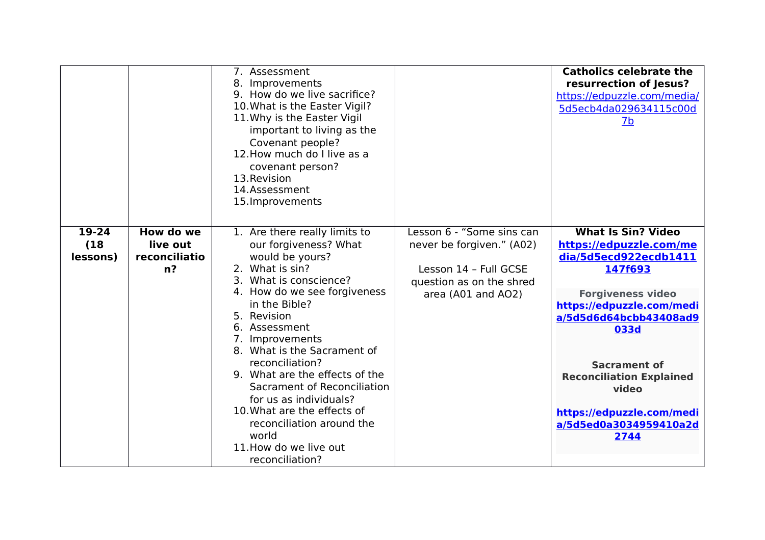| | | | | |
|---|---|---|---|---|
| | | 7. Assessment<br>8. Improvements<br>9. How do we live sacrifice?<br>10. What is the Easter Vigil?<br>11. Why is the Easter Vigil important to living as the Covenant people?<br>12. How much do I live as a covenant person?<br>13. Revision<br>14. Assessment<br>15. Improvements | | **Catholics celebrate the resurrection of Jesus?**<br>https://edpuzzle.com/media/5d5ecb4da029634115c00d7b |
| **19-24 (18 lessons)** | **How do we live out reconciliation?** | 1. Are there really limits to our forgiveness? What would be yours?<br>2. What is sin?<br>3. What is conscience?<br>4. How do we see forgiveness in the Bible?<br>5. Revision<br>6. Assessment<br>7. Improvements<br>8. What is the Sacrament of reconciliation?<br>9. What are the effects of the Sacrament of Reconciliation for us as individuals?<br>10. What are the effects of reconciliation around the world<br>11. How do we live out reconciliation? | Lesson 6 - "Some sins can never be forgiven." (A02)<br><br>Lesson 14 – Full GCSE question as on the shred area (A01 and AO2) | **What Is Sin? Video**<br>**https://edpuzzle.com/media/5d5ecd922ecdb1411147f693**<br><br>**Forgiveness video**<br>**https://edpuzzle.com/media/5d5d6d64bcbb43408ad9033d**<br><br>**Sacrament of Reconciliation Explained video**<br><br>**https://edpuzzle.com/media/5d5ed0a3034959410a2d2744** |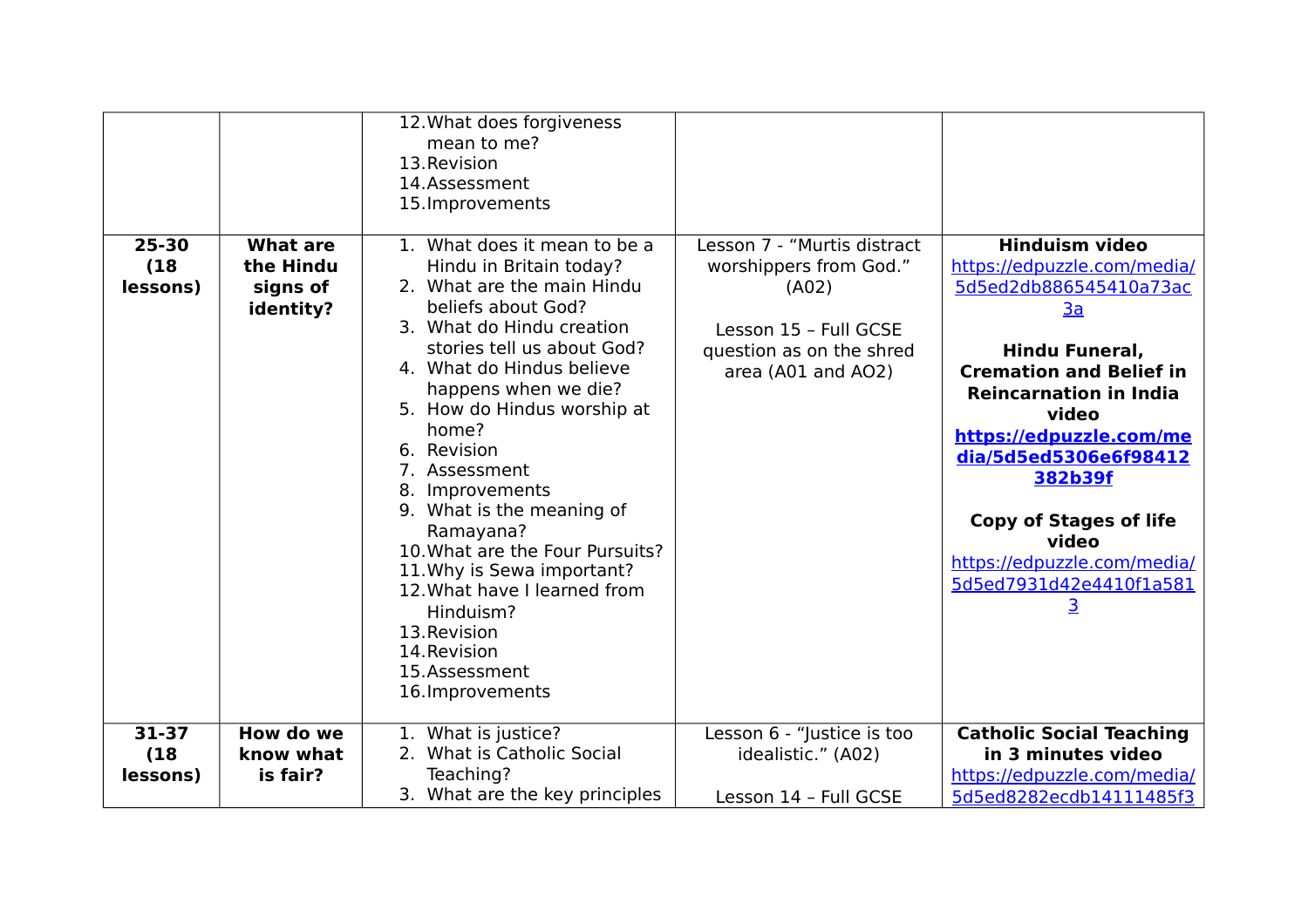| | | | | |
|---|---|---|---|---|
| | | 12. What does forgiveness mean to me?<br>13. Revision<br>14. Assessment<br>15. Improvements | | |
| **25-30 (18 lessons)** | **What are the Hindu signs of identity?** | 1. What does it mean to be a Hindu in Britain today?<br>2. What are the main Hindu beliefs about God?<br>3. What do Hindu creation stories tell us about God?<br>4. What do Hindus believe happens when we die?<br>5. How do Hindus worship at home?<br>6. Revision<br>7. Assessment<br>8. Improvements<br>9. What is the meaning of Ramayana?<br>10. What are the Four Pursuits?<br>11. Why is Sewa important?<br>12. What have I learned from Hinduism?<br>13. Revision<br>14. Revision<br>15. Assessment<br>16. Improvements | Lesson 7 - "Murtis distract worshippers from God." (A02)<br><br>Lesson 15 – Full GCSE question as on the shred area (A01 and AO2) | **Hinduism video**<br>https://edpuzzle.com/media/5d5ed2db886545410a73ac3a<br><br>**Hindu Funeral, Cremation and Belief in Reincarnation in India video**<br>**https://edpuzzle.com/media/5d5ed5306e6f98412382b39f**<br><br>**Copy of Stages of life video**<br>https://edpuzzle.com/media/5d5ed7931d42e4410f1a5813 |
| **31-37 (18 lessons)** | **How do we know what is fair?** | 1. What is justice?<br>2. What is Catholic Social Teaching?<br>3. What are the key principles | Lesson 6 - "Justice is too idealistic." (A02)<br><br>Lesson 14 – Full GCSE | **Catholic Social Teaching in 3 minutes video**<br>https://edpuzzle.com/media/5d5ed8282ecdb14111485f3 |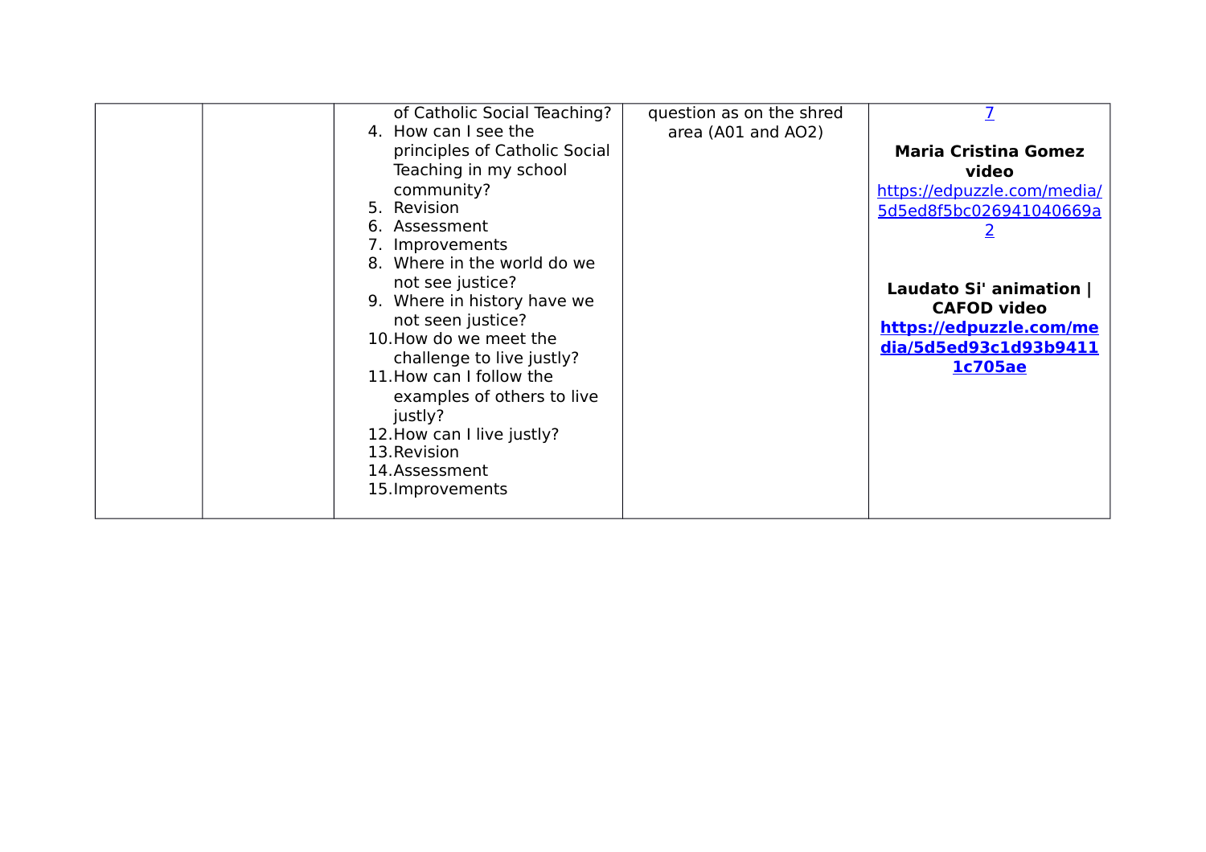| | | | | |
|---|---|---|---|---|
| | | of Catholic Social Teaching?<br>4. How can I see the principles of Catholic Social Teaching in my school community?<br>5. Revision<br>6. Assessment<br>7. Improvements<br>8. Where in the world do we not see justice?<br>9. Where in history have we not seen justice?<br>10. How do we meet the challenge to live justly?<br>11. How can I follow the examples of others to live justly?<br>12. How can I live justly?<br>13. Revision<br>14. Assessment<br>15. Improvements | question as on the shred area (A01 and AO2) | 7<br><br>**Maria Cristina Gomez video**<br>https://edpuzzle.com/media/5d5ed8f5bc026941040669a2<br><br>**Laudato Si' animation \| CAFOD video**<br>**https://edpuzzle.com/media/5d5ed93c1d93b94111c705ae** |